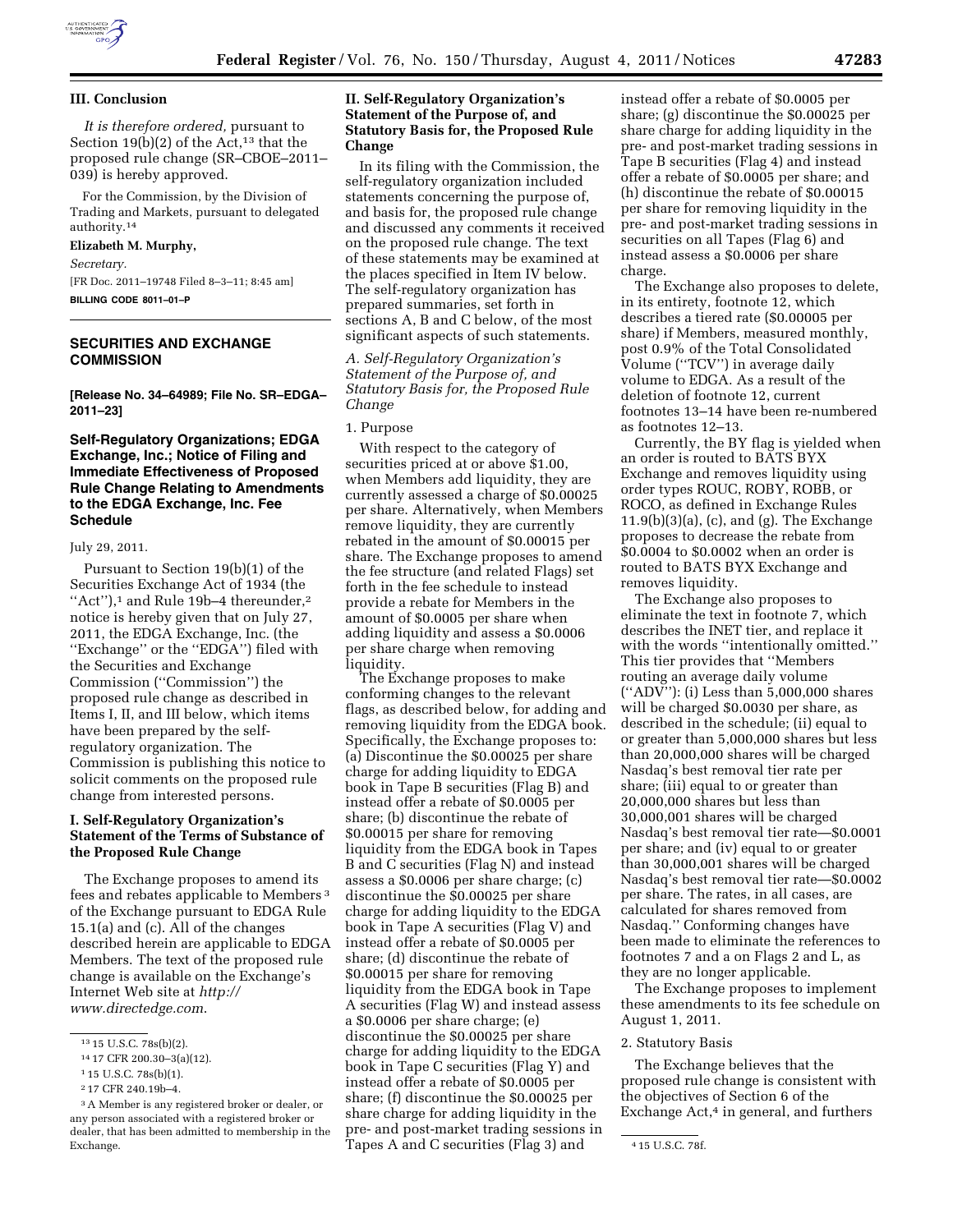## III. Conclusion

*It is therefore ordered,* pursuant to Section 19(b)(2) of the Act,[13] that the proposed rule change (SR–CBOE–2011–039) is hereby approved.

For the Commission, by the Division of Trading and Markets, pursuant to delegated authority.[14]

**Elizabeth M. Murphy,**

*Secretary.*

[FR Doc. 2011–19748 Filed 8–3–11; 8:45 am]

**BILLING CODE 8011–01–P**

[13] 15 U.S.C. 78s(b)(2).

[14] 17 CFR 200.30–3(a)(12).

---

## SECURITIES AND EXCHANGE COMMISSION

**[Release No. 34–64989; File No. SR–EDGA–2011–23]**

### Self-Regulatory Organizations; EDGA Exchange, Inc.; Notice of Filing and Immediate Effectiveness of Proposed Rule Change Relating to Amendments to the EDGA Exchange, Inc. Fee Schedule

July 29, 2011.

Pursuant to Section 19(b)(1) of the Securities Exchange Act of 1934 (the ''Act''),[1] and Rule 19b–4 thereunder,[2] notice is hereby given that on July 27, 2011, the EDGA Exchange, Inc. (the ''Exchange'' or the ''EDGA'') filed with the Securities and Exchange Commission (''Commission'') the proposed rule change as described in Items I, II, and III below, which items have been prepared by the self-regulatory organization. The Commission is publishing this notice to solicit comments on the proposed rule change from interested persons.

### I. Self-Regulatory Organization's Statement of the Terms of Substance of the Proposed Rule Change

The Exchange proposes to amend its fees and rebates applicable to Members[3] of the Exchange pursuant to EDGA Rule 15.1(a) and (c). All of the changes described herein are applicable to EDGA Members. The text of the proposed rule change is available on the Exchange's Internet Web site at *http://www.directedge.com*.

[1] 15 U.S.C. 78s(b)(1).

[2] 17 CFR 240.19b–4.

[3] A Member is any registered broker or dealer, or any person associated with a registered broker or dealer, that has been admitted to membership in the Exchange.

### II. Self-Regulatory Organization's Statement of the Purpose of, and Statutory Basis for, the Proposed Rule Change

In its filing with the Commission, the self-regulatory organization included statements concerning the purpose of, and basis for, the proposed rule change and discussed any comments it received on the proposed rule change. The text of these statements may be examined at the places specified in Item IV below. The self-regulatory organization has prepared summaries, set forth in sections A, B and C below, of the most significant aspects of such statements.

*A. Self-Regulatory Organization's Statement of the Purpose of, and Statutory Basis for, the Proposed Rule Change*

1. Purpose

With respect to the category of securities priced at or above $1.00, when Members add liquidity, they are currently assessed a charge of $0.00025 per share. Alternatively, when Members remove liquidity, they are currently rebated in the amount of $0.00015 per share. The Exchange proposes to amend the fee structure (and related Flags) set forth in the fee schedule to instead provide a rebate for Members in the amount of $0.0005 per share when adding liquidity and assess a $0.0006 per share charge when removing liquidity.

The Exchange proposes to make conforming changes to the relevant flags, as described below, for adding and removing liquidity from the EDGA book. Specifically, the Exchange proposes to: (a) Discontinue the $0.00025 per share charge for adding liquidity to EDGA book in Tape B securities (Flag B) and instead offer a rebate of $0.0005 per share; (b) discontinue the rebate of $0.00015 per share for removing liquidity from the EDGA book in Tapes B and C securities (Flag N) and instead assess a $0.0006 per share charge; (c) discontinue the $0.00025 per share charge for adding liquidity to the EDGA book in Tape A securities (Flag V) and instead offer a rebate of $0.0005 per share; (d) discontinue the rebate of $0.00015 per share for removing liquidity from the EDGA book in Tape A securities (Flag W) and instead assess a $0.0006 per share charge; (e) discontinue the $0.00025 per share charge for adding liquidity to the EDGA book in Tape C securities (Flag Y) and instead offer a rebate of $0.0005 per share; (f) discontinue the $0.00025 per share charge for adding liquidity in the pre- and post-market trading sessions in Tapes A and C securities (Flag 3) and instead offer a rebate of $0.0005 per share; (g) discontinue the $0.00025 per share charge for adding liquidity in the pre- and post-market trading sessions in Tape B securities (Flag 4) and instead offer a rebate of $0.0005 per share; and (h) discontinue the rebate of $0.00015 per share for removing liquidity in the pre- and post-market trading sessions in securities on all Tapes (Flag 6) and instead assess a $0.0006 per share charge.

The Exchange also proposes to delete, in its entirety, footnote 12, which describes a tiered rate ($0.00005 per share) if Members, measured monthly, post 0.9% of the Total Consolidated Volume (''TCV'') in average daily volume to EDGA. As a result of the deletion of footnote 12, current footnotes 13–14 have been re-numbered as footnotes 12–13.

Currently, the BY flag is yielded when an order is routed to BATS BYX Exchange and removes liquidity using order types ROUC, ROBY, ROBB, or ROCO, as defined in Exchange Rules 11.9(b)(3)(a), (c), and (g). The Exchange proposes to decrease the rebate from $0.0004 to $0.0002 when an order is routed to BATS BYX Exchange and removes liquidity.

The Exchange also proposes to eliminate the text in footnote 7, which describes the INET tier, and replace it with the words ''intentionally omitted.'' This tier provides that ''Members routing an average daily volume (''ADV''): (i) Less than 5,000,000 shares will be charged $0.0030 per share, as described in the schedule; (ii) equal to or greater than 5,000,000 shares but less than 20,000,000 shares will be charged Nasdaq's best removal tier rate per share; (iii) equal to or greater than 20,000,000 shares but less than 30,000,001 shares will be charged Nasdaq's best removal tier rate—$0.0001 per share; and (iv) equal to or greater than 30,000,001 shares will be charged Nasdaq's best removal tier rate—$0.0002 per share. The rates, in all cases, are calculated for shares removed from Nasdaq.'' Conforming changes have been made to eliminate the references to footnotes 7 and a on Flags 2 and L, as they are no longer applicable.

The Exchange proposes to implement these amendments to its fee schedule on August 1, 2011.

2. Statutory Basis

The Exchange believes that the proposed rule change is consistent with the objectives of Section 6 of the Exchange Act,[4] in general, and furthers

[4] 15 U.S.C. 78f.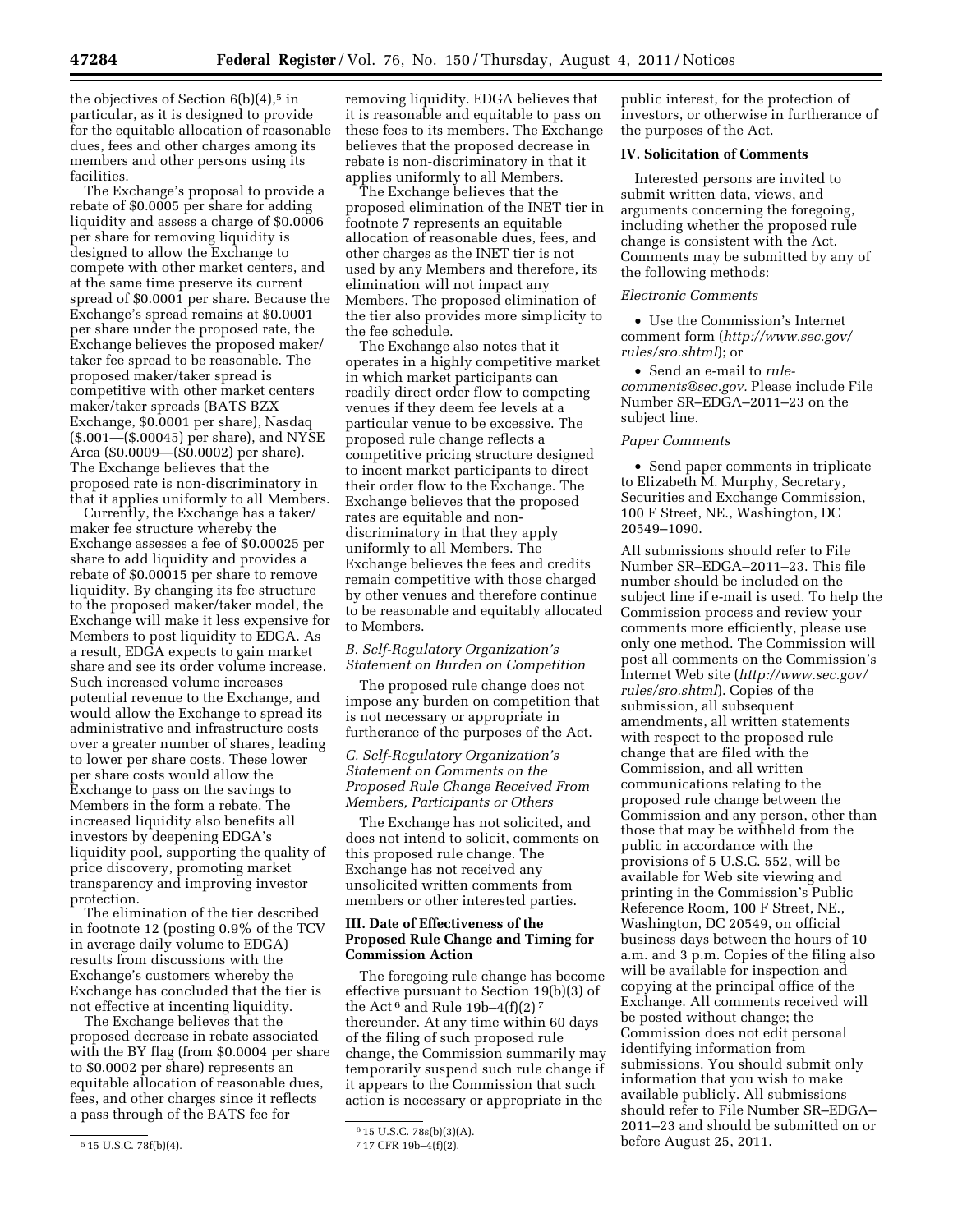the objectives of Section 6(b)(4),[5] in particular, as it is designed to provide for the equitable allocation of reasonable dues, fees and other charges among its members and other persons using its facilities.

The Exchange's proposal to provide a rebate of $0.0005 per share for adding liquidity and assess a charge of $0.0006 per share for removing liquidity is designed to allow the Exchange to compete with other market centers, and at the same time preserve its current spread of $0.0001 per share. Because the Exchange's spread remains at $0.0001 per share under the proposed rate, the Exchange believes the proposed maker/taker fee spread to be reasonable. The proposed maker/taker spread is competitive with other market centers maker/taker spreads (BATS BZX Exchange, $0.0001 per share), Nasdaq ($.001—($.00045) per share), and NYSE Arca ($0.0009—($0.0002) per share). The Exchange believes that the proposed rate is non-discriminatory in that it applies uniformly to all Members.

Currently, the Exchange has a taker/maker fee structure whereby the Exchange assesses a fee of $0.00025 per share to add liquidity and provides a rebate of $0.00015 per share to remove liquidity. By changing its fee structure to the proposed maker/taker model, the Exchange will make it less expensive for Members to post liquidity to EDGA. As a result, EDGA expects to gain market share and see its order volume increase. Such increased volume increases potential revenue to the Exchange, and would allow the Exchange to spread its administrative and infrastructure costs over a greater number of shares, leading to lower per share costs. These lower per share costs would allow the Exchange to pass on the savings to Members in the form a rebate. The increased liquidity also benefits all investors by deepening EDGA's liquidity pool, supporting the quality of price discovery, promoting market transparency and improving investor protection.

The elimination of the tier described in footnote 12 (posting 0.9% of the TCV in average daily volume to EDGA) results from discussions with the Exchange's customers whereby the Exchange has concluded that the tier is not effective at incenting liquidity.

The Exchange believes that the proposed decrease in rebate associated with the BY flag (from $0.0004 per share to $0.0002 per share) represents an equitable allocation of reasonable dues, fees, and other charges since it reflects a pass through of the BATS fee for removing liquidity. EDGA believes that it is reasonable and equitable to pass on these fees to its members. The Exchange believes that the proposed decrease in rebate is non-discriminatory in that it applies uniformly to all Members.

The Exchange believes that the proposed elimination of the INET tier in footnote 7 represents an equitable allocation of reasonable dues, fees, and other charges as the INET tier is not used by any Members and therefore, its elimination will not impact any Members. The proposed elimination of the tier also provides more simplicity to the fee schedule.

The Exchange also notes that it operates in a highly competitive market in which market participants can readily direct order flow to competing venues if they deem fee levels at a particular venue to be excessive. The proposed rule change reflects a competitive pricing structure designed to incent market participants to direct their order flow to the Exchange. The Exchange believes that the proposed rates are equitable and non-discriminatory in that they apply uniformly to all Members. The Exchange believes the fees and credits remain competitive with those charged by other venues and therefore continue to be reasonable and equitably allocated to Members.

### *B. Self-Regulatory Organization's Statement on Burden on Competition*

The proposed rule change does not impose any burden on competition that is not necessary or appropriate in furtherance of the purposes of the Act.

### *C. Self-Regulatory Organization's Statement on Comments on the Proposed Rule Change Received From Members, Participants or Others*

The Exchange has not solicited, and does not intend to solicit, comments on this proposed rule change. The Exchange has not received any unsolicited written comments from members or other interested parties.

## III. Date of Effectiveness of the Proposed Rule Change and Timing for Commission Action

The foregoing rule change has become effective pursuant to Section 19(b)(3) of the Act[6] and Rule 19b–4(f)(2)[7] thereunder. At any time within 60 days of the filing of such proposed rule change, the Commission summarily may temporarily suspend such rule change if it appears to the Commission that such action is necessary or appropriate in the public interest, for the protection of investors, or otherwise in furtherance of the purposes of the Act.

## IV. Solicitation of Comments

Interested persons are invited to submit written data, views, and arguments concerning the foregoing, including whether the proposed rule change is consistent with the Act. Comments may be submitted by any of the following methods:

*Electronic Comments*

- Use the Commission's Internet comment form (*http://www.sec.gov/rules/sro.shtml*); or
- Send an e-mail to *rule-comments@sec.gov.* Please include File Number SR–EDGA–2011–23 on the subject line.

*Paper Comments*

- Send paper comments in triplicate to Elizabeth M. Murphy, Secretary, Securities and Exchange Commission, 100 F Street, NE., Washington, DC 20549–1090.

All submissions should refer to File Number SR–EDGA–2011–23. This file number should be included on the subject line if e-mail is used. To help the Commission process and review your comments more efficiently, please use only one method. The Commission will post all comments on the Commission's Internet Web site (*http://www.sec.gov/rules/sro.shtml*). Copies of the submission, all subsequent amendments, all written statements with respect to the proposed rule change that are filed with the Commission, and all written communications relating to the proposed rule change between the Commission and any person, other than those that may be withheld from the public in accordance with the provisions of 5 U.S.C. 552, will be available for Web site viewing and printing in the Commission's Public Reference Room, 100 F Street, NE., Washington, DC 20549, on official business days between the hours of 10 a.m. and 3 p.m. Copies of the filing also will be available for inspection and copying at the principal office of the Exchange. All comments received will be posted without change; the Commission does not edit personal identifying information from submissions. You should submit only information that you wish to make available publicly. All submissions should refer to File Number SR–EDGA–2011–23 and should be submitted on or before August 25, 2011.

---

[5] 15 U.S.C. 78f(b)(4).

[6] 15 U.S.C. 78s(b)(3)(A).

[7] 17 CFR 19b–4(f)(2).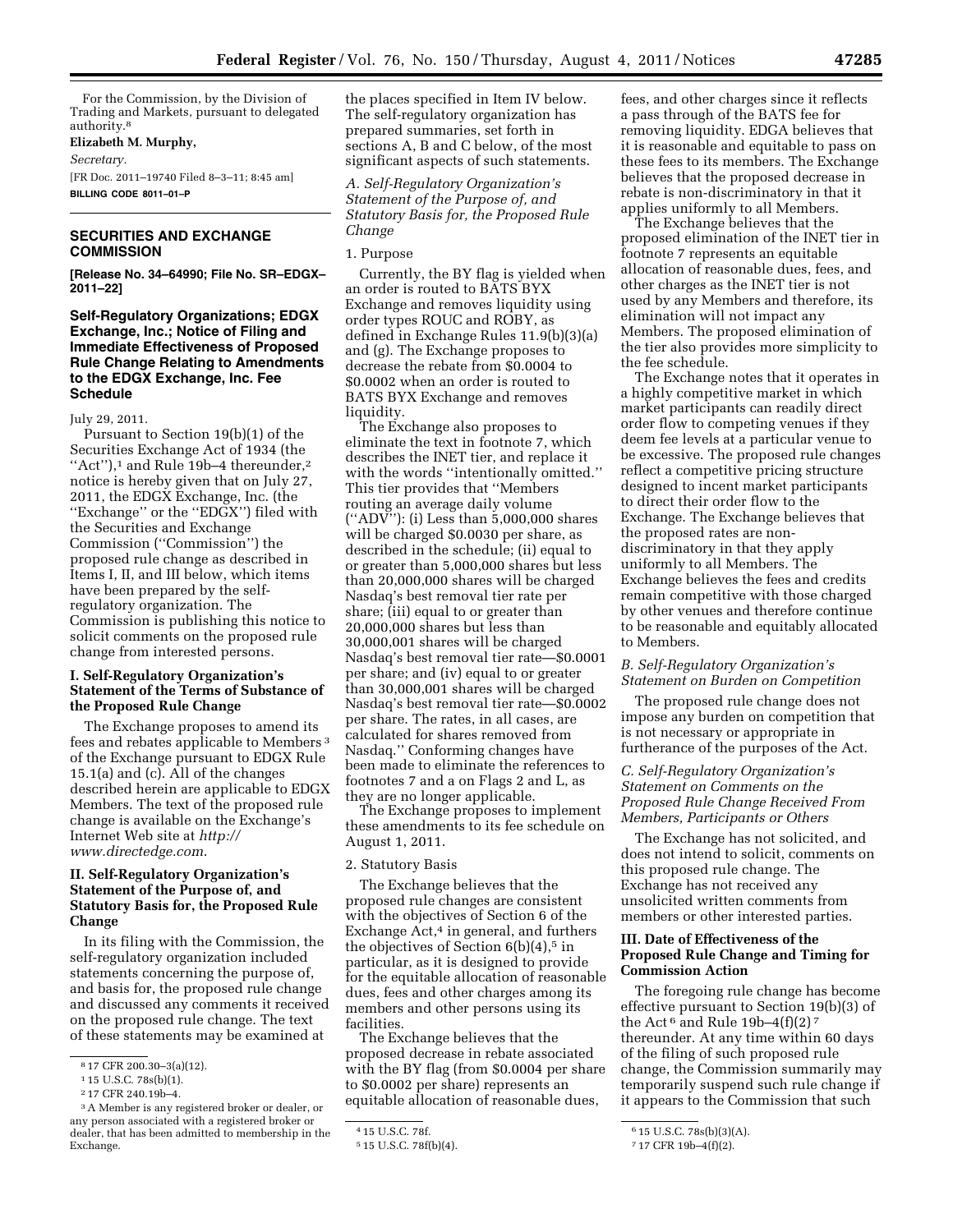For the Commission, by the Division of Trading and Markets, pursuant to delegated authority.[8]

**Elizabeth M. Murphy,**

*Secretary.*

[FR Doc. 2011–19740 Filed 8–3–11; 8:45 am]

**BILLING CODE 8011–01–P**

## SECURITIES AND EXCHANGE COMMISSION

**[Release No. 34–64990; File No. SR–EDGX–2011–22]**

## Self-Regulatory Organizations; EDGX Exchange, Inc.; Notice of Filing and Immediate Effectiveness of Proposed Rule Change Relating to Amendments to the EDGX Exchange, Inc. Fee Schedule

July 29, 2011.

Pursuant to Section 19(b)(1) of the Securities Exchange Act of 1934 (the ''Act''),[1] and Rule 19b–4 thereunder,[2] notice is hereby given that on July 27, 2011, the EDGX Exchange, Inc. (the ''Exchange'' or the ''EDGX'') filed with the Securities and Exchange Commission (''Commission'') the proposed rule change as described in Items I, II, and III below, which items have been prepared by the self-regulatory organization. The Commission is publishing this notice to solicit comments on the proposed rule change from interested persons.

### I. Self-Regulatory Organization's Statement of the Terms of Substance of the Proposed Rule Change

The Exchange proposes to amend its fees and rebates applicable to Members[3] of the Exchange pursuant to EDGX Rule 15.1(a) and (c). All of the changes described herein are applicable to EDGX Members. The text of the proposed rule change is available on the Exchange's Internet Web site at *http://www.directedge.com.*

### II. Self-Regulatory Organization's Statement of the Purpose of, and Statutory Basis for, the Proposed Rule Change

In its filing with the Commission, the self-regulatory organization included statements concerning the purpose of, and basis for, the proposed rule change and discussed any comments it received on the proposed rule change. The text of these statements may be examined at the places specified in Item IV below. The self-regulatory organization has prepared summaries, set forth in sections A, B and C below, of the most significant aspects of such statements.

*A. Self-Regulatory Organization's Statement of the Purpose of, and Statutory Basis for, the Proposed Rule Change*

1. Purpose

Currently, the BY flag is yielded when an order is routed to BATS BYX Exchange and removes liquidity using order types ROUC and ROBY, as defined in Exchange Rules 11.9(b)(3)(a) and (g). The Exchange proposes to decrease the rebate from $0.0004 to $0.0002 when an order is routed to BATS BYX Exchange and removes liquidity.

The Exchange also proposes to eliminate the text in footnote 7, which describes the INET tier, and replace it with the words ''intentionally omitted.'' This tier provides that ''Members routing an average daily volume (''ADV''): (i) Less than 5,000,000 shares will be charged $0.0030 per share, as described in the schedule; (ii) equal to or greater than 5,000,000 shares but less than 20,000,000 shares will be charged Nasdaq's best removal tier rate per share; (iii) equal to or greater than 20,000,000 shares but less than 30,000,001 shares will be charged Nasdaq's best removal tier rate—$0.0001 per share; and (iv) equal to or greater than 30,000,001 shares will be charged Nasdaq's best removal tier rate—$0.0002 per share. The rates, in all cases, are calculated for shares removed from Nasdaq.'' Conforming changes have been made to eliminate the references to footnotes 7 and a on Flags 2 and L, as they are no longer applicable.

The Exchange proposes to implement these amendments to its fee schedule on August 1, 2011.

2. Statutory Basis

The Exchange believes that the proposed rule changes are consistent with the objectives of Section 6 of the Exchange Act,[4] in general, and furthers the objectives of Section 6(b)(4),[5] in particular, as it is designed to provide for the equitable allocation of reasonable dues, fees and other charges among its members and other persons using its facilities.

The Exchange believes that the proposed decrease in rebate associated with the BY flag (from $0.0004 per share to $0.0002 per share) represents an equitable allocation of reasonable dues, fees, and other charges since it reflects a pass through of the BATS fee for removing liquidity. EDGA believes that it is reasonable and equitable to pass on these fees to its members. The Exchange believes that the proposed decrease in rebate is non-discriminatory in that it applies uniformly to all Members.

The Exchange believes that the proposed elimination of the INET tier in footnote 7 represents an equitable allocation of reasonable dues, fees, and other charges as the INET tier is not used by any Members and therefore, its elimination will not impact any Members. The proposed elimination of the tier also provides more simplicity to the fee schedule.

The Exchange notes that it operates in a highly competitive market in which market participants can readily direct order flow to competing venues if they deem fee levels at a particular venue to be excessive. The proposed rule changes reflect a competitive pricing structure designed to incent market participants to direct their order flow to the Exchange. The Exchange believes that the proposed rates are non-discriminatory in that they apply uniformly to all Members. The Exchange believes the fees and credits remain competitive with those charged by other venues and therefore continue to be reasonable and equitably allocated to Members.

*B. Self-Regulatory Organization's Statement on Burden on Competition*

The proposed rule change does not impose any burden on competition that is not necessary or appropriate in furtherance of the purposes of the Act.

*C. Self-Regulatory Organization's Statement on Comments on the Proposed Rule Change Received From Members, Participants or Others*

The Exchange has not solicited, and does not intend to solicit, comments on this proposed rule change. The Exchange has not received any unsolicited written comments from members or other interested parties.

### III. Date of Effectiveness of the Proposed Rule Change and Timing for Commission Action

The foregoing rule change has become effective pursuant to Section 19(b)(3) of the Act[6] and Rule 19b–4(f)(2)[7] thereunder. At any time within 60 days of the filing of such proposed rule change, the Commission summarily may temporarily suspend such rule change if it appears to the Commission that such

---

[8] 17 CFR 200.30–3(a)(12).

[1] 15 U.S.C. 78s(b)(1).

[2] 17 CFR 240.19b–4.

[3] A Member is any registered broker or dealer, or any person associated with a registered broker or dealer, that has been admitted to membership in the Exchange.

[4] 15 U.S.C. 78f.

[5] 15 U.S.C. 78f(b)(4).

[6] 15 U.S.C. 78s(b)(3)(A).

[7] 17 CFR 19b–4(f)(2).